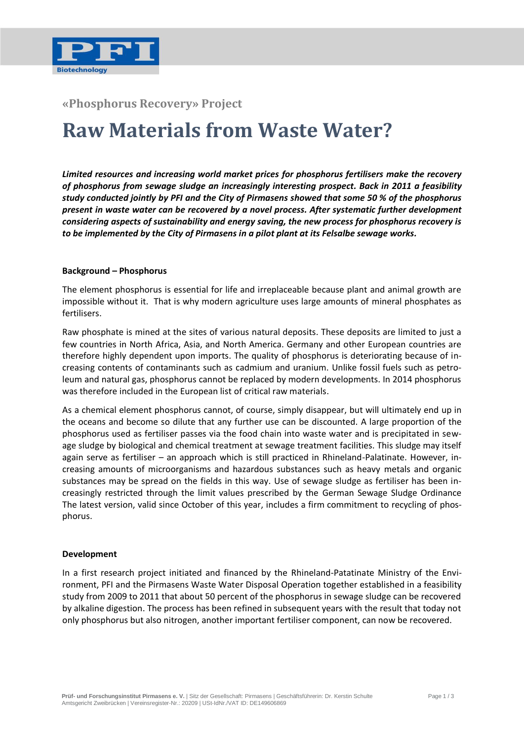«Phosphorus Recovery» Project

# Raw Materials from Waste Water?

***Limited resources and increasing world market prices for phosphorus fertilisers make the recovery of phosphorus from sewage sludge an increasingly interesting prospect. Back in 2011 a feasibility study conducted jointly by PFI and the City of Pirmasens showed that some 50 % of the phosphorus present in waste water can be recovered by a novel process. After systematic further development considering aspects of sustainability and energy saving, the new process for phosphorus recovery is to be implemented by the City of Pirmasens in a pilot plant at its Felsalbe sewage works.***

**Background – Phosphorus**

The element phosphorus is essential for life and irreplaceable because plant and animal growth are impossible without it. That is why modern agriculture uses large amounts of mineral phosphates as fertilisers.

Raw phosphate is mined at the sites of various natural deposits. These deposits are limited to just a few countries in North Africa, Asia, and North America. Germany and other European countries are therefore highly dependent upon imports. The quality of phosphorus is deteriorating because of increasing contents of contaminants such as cadmium and uranium. Unlike fossil fuels such as petroleum and natural gas, phosphorus cannot be replaced by modern developments. In 2014 phosphorus was therefore included in the European list of critical raw materials.

As a chemical element phosphorus cannot, of course, simply disappear, but will ultimately end up in the oceans and become so dilute that any further use can be discounted. A large proportion of the phosphorus used as fertiliser passes via the food chain into waste water and is precipitated in sewage sludge by biological and chemical treatment at sewage treatment facilities. This sludge may itself again serve as fertiliser – an approach which is still practiced in Rhineland-Palatinate. However, increasing amounts of microorganisms and hazardous substances such as heavy metals and organic substances may be spread on the fields in this way. Use of sewage sludge as fertiliser has been increasingly restricted through the limit values prescribed by the German Sewage Sludge Ordinance The latest version, valid since October of this year, includes a firm commitment to recycling of phosphorus.

**Development**

In a first research project initiated and financed by the Rhineland-Patatinate Ministry of the Environment, PFI and the Pirmasens Waste Water Disposal Operation together established in a feasibility study from 2009 to 2011 that about 50 percent of the phosphorus in sewage sludge can be recovered by alkaline digestion. The process has been refined in subsequent years with the result that today not only phosphorus but also nitrogen, another important fertiliser component, can now be recovered.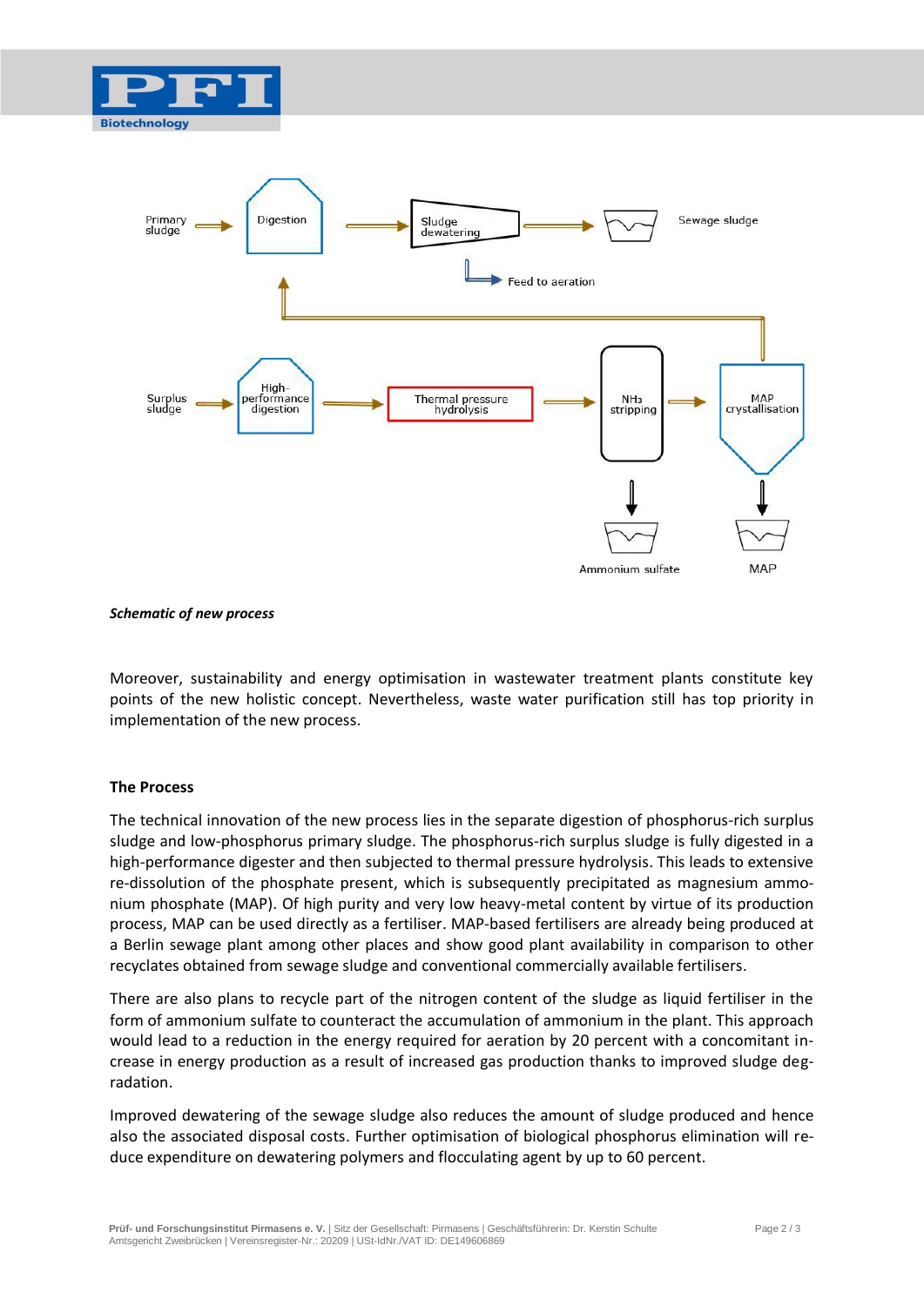Primary sludge

Digestion

Sludge dewatering

Sewage sludge

Feed to aeration

Surplus sludge

High-performance digestion

Thermal pressure hydrolysis

$NH_3$ stripping

MAP crystallisation

Ammonium sulfate

MAP

***Schematic of new process***

Moreover, sustainability and energy optimisation in wastewater treatment plants constitute key points of the new holistic concept. Nevertheless, waste water purification still has top priority in implementation of the new process.

**The Process**

The technical innovation of the new process lies in the separate digestion of phosphorus-rich surplus sludge and low-phosphorus primary sludge. The phosphorus-rich surplus sludge is fully digested in a high-performance digester and then subjected to thermal pressure hydrolysis. This leads to extensive re-dissolution of the phosphate present, which is subsequently precipitated as magnesium ammonium phosphate (MAP). Of high purity and very low heavy-metal content by virtue of its production process, MAP can be used directly as a fertiliser. MAP-based fertilisers are already being produced at a Berlin sewage plant among other places and show good plant availability in comparison to other recyclates obtained from sewage sludge and conventional commercially available fertilisers.

There are also plans to recycle part of the nitrogen content of the sludge as liquid fertiliser in the form of ammonium sulfate to counteract the accumulation of ammonium in the plant. This approach would lead to a reduction in the energy required for aeration by 20 percent with a concomitant increase in energy production as a result of increased gas production thanks to improved sludge degradation.

Improved dewatering of the sewage sludge also reduces the amount of sludge produced and hence also the associated disposal costs. Further optimisation of biological phosphorus elimination will reduce expenditure on dewatering polymers and flocculating agent by up to 60 percent.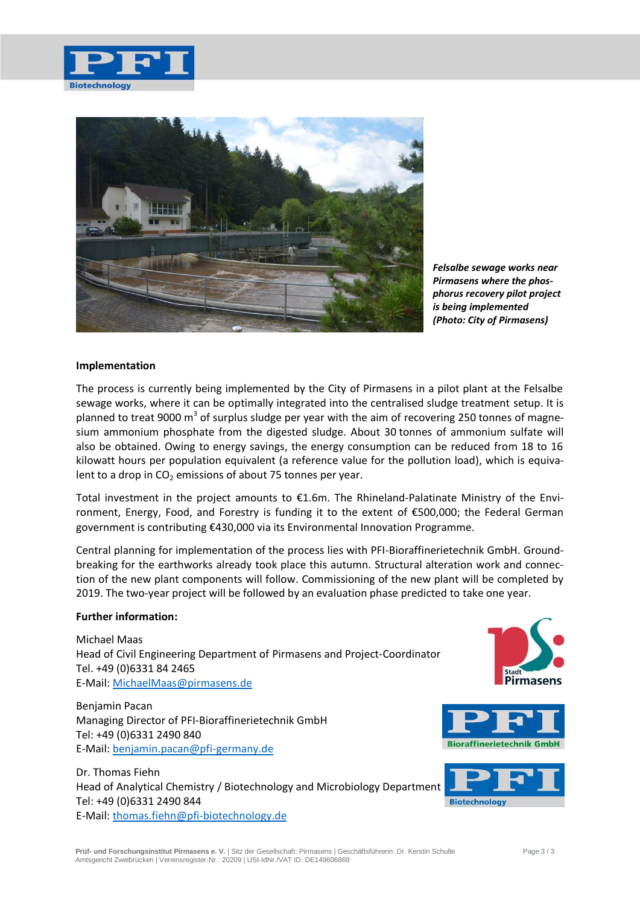*Felsalbe sewage works near Pirmasens where the phosphorus recovery pilot project is being implemented (Photo: City of Pirmasens)*

**Implementation**

The process is currently being implemented by the City of Pirmasens in a pilot plant at the Felsalbe sewage works, where it can be optimally integrated into the centralised sludge treatment setup. It is planned to treat 9000 m$^3$ of surplus sludge per year with the aim of recovering 250 tonnes of magnesium ammonium phosphate from the digested sludge. About 30 tonnes of ammonium sulfate will also be obtained. Owing to energy savings, the energy consumption can be reduced from 18 to 16 kilowatt hours per population equivalent (a reference value for the pollution load), which is equivalent to a drop in $CO_2$ emissions of about 75 tonnes per year.

Total investment in the project amounts to €1.6m. The Rhineland-Palatinate Ministry of the Environment, Energy, Food, and Forestry is funding it to the extent of €500,000; the Federal German government is contributing €430,000 via its Environmental Innovation Programme.

Central planning for implementation of the process lies with PFI-Bioraffinerietechnik GmbH. Groundbreaking for the earthworks already took place this autumn. Structural alteration work and connection of the new plant components will follow. Commissioning of the new plant will be completed by 2019. The two-year project will be followed by an evaluation phase predicted to take one year.

**Further information:**

Michael Maas
Head of Civil Engineering Department of Pirmasens and Project-Coordinator
Tel. +49 (0)6331 84 2465
E-Mail: MichaelMaas@pirmasens.de

Benjamin Pacan
Managing Director of PFI-Bioraffinerietechnik GmbH
Tel: +49 (0)6331 2490 840
E-Mail: benjamin.pacan@pfi-germany.de

Dr. Thomas Fiehn
Head of Analytical Chemistry / Biotechnology and Microbiology Department
Tel: +49 (0)6331 2490 844
E-Mail: thomas.fiehn@pfi-biotechnology.de

**Prüf- und Forschungsinstitut Pirmasens e. V.** | Sitz der Gesellschaft: Pirmasens | Geschäftsführerin: Dr. Kerstin Schulte
Amtsgericht Zweibrücken | Vereinsregister-Nr.: 20209 | USt-IdNr./VAT ID: DE149606869